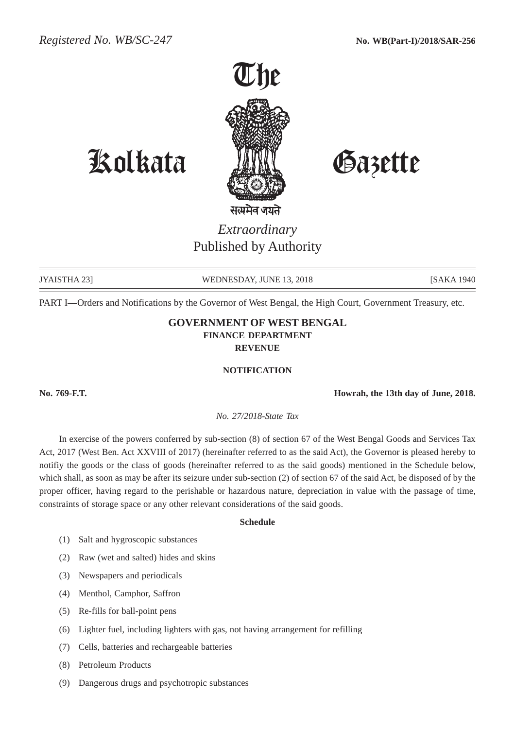Registered No. WB/SC-247 **No. WB(Part-I)/2018/SAR-256**

# The Kolkata Gazette

सत्यमेव जयते

*Extraordinary*
Published by Authority

JYAISTHA 23] WEDNESDAY, JUNE 13, 2018 [SAKA 1940

PART I—Orders and Notifications by the Governor of West Bengal, the High Court, Government Treasury, etc.

## GOVERNMENT OF WEST BENGAL
### FINANCE DEPARTMENT
### REVENUE

### NOTIFICATION

**No. 769-F.T.** **Howrah, the 13th day of June, 2018.**

*No. 27/2018-State Tax*

In exercise of the powers conferred by sub-section (8) of section 67 of the West Bengal Goods and Services Tax Act, 2017 (West Ben. Act XXVIII of 2017) (hereinafter referred to as the said Act), the Governor is pleased hereby to notifiy the goods or the class of goods (hereinafter referred to as the said goods) mentioned in the Schedule below, which shall, as soon as may be after its seizure under sub-section (2) of section 67 of the said Act, be disposed of by the proper officer, having regard to the perishable or hazardous nature, depreciation in value with the passage of time, constraints of storage space or any other relevant considerations of the said goods.

**Schedule**

(1) Salt and hygroscopic substances

(2) Raw (wet and salted) hides and skins

(3) Newspapers and periodicals

(4) Menthol, Camphor, Saffron

(5) Re-fills for ball-point pens

(6) Lighter fuel, including lighters with gas, not having arrangement for refilling

(7) Cells, batteries and rechargeable batteries

(8) Petroleum Products

(9) Dangerous drugs and psychotropic substances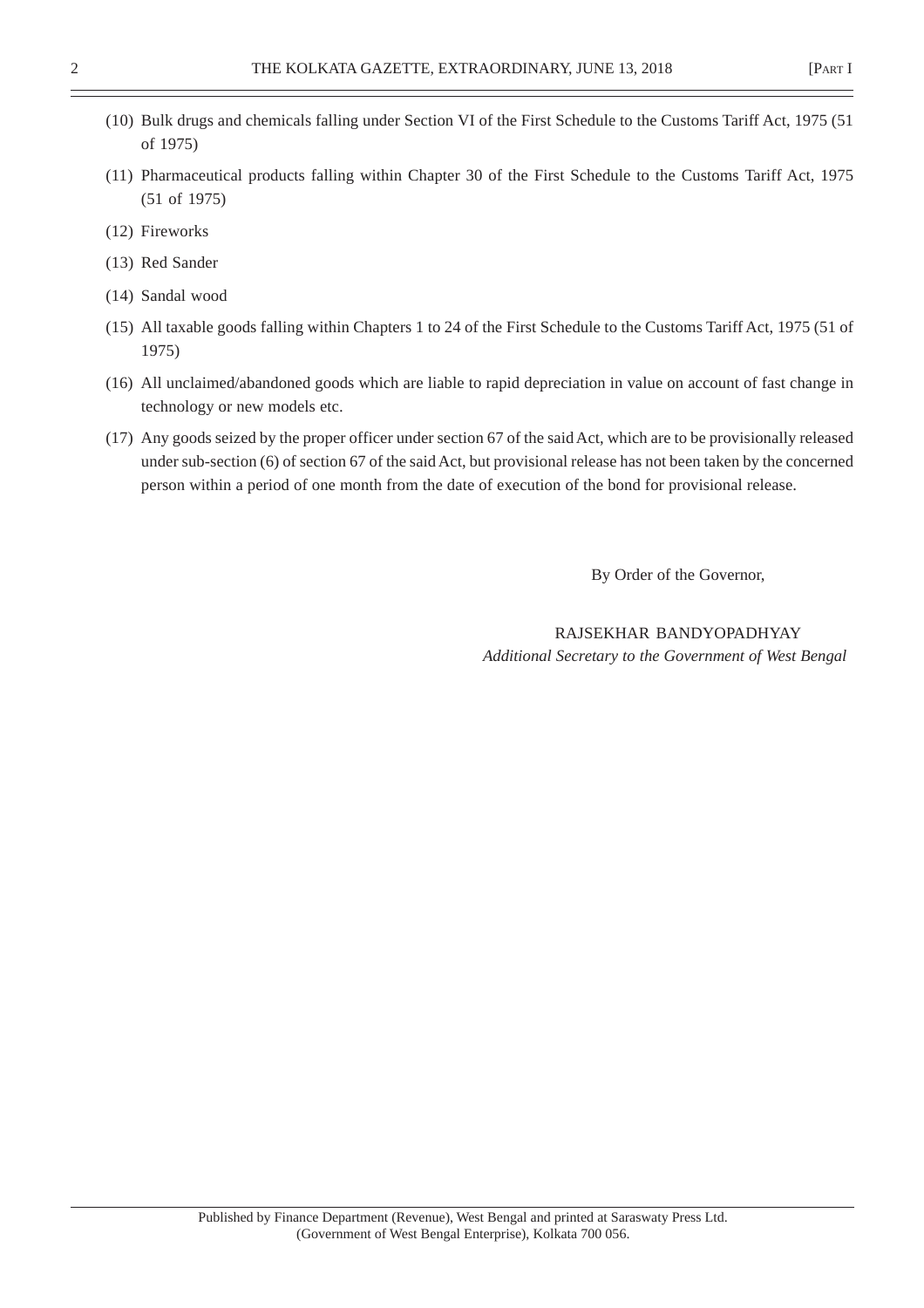(10) Bulk drugs and chemicals falling under Section VI of the First Schedule to the Customs Tariff Act, 1975 (51 of 1975)

(11) Pharmaceutical products falling within Chapter 30 of the First Schedule to the Customs Tariff Act, 1975 (51 of 1975)

(12) Fireworks

(13) Red Sander

(14) Sandal wood

(15) All taxable goods falling within Chapters 1 to 24 of the First Schedule to the Customs Tariff Act, 1975 (51 of 1975)

(16) All unclaimed/abandoned goods which are liable to rapid depreciation in value on account of fast change in technology or new models etc.

(17) Any goods seized by the proper officer under section 67 of the said Act, which are to be provisionally released under sub-section (6) of section 67 of the said Act, but provisional release has not been taken by the concerned person within a period of one month from the date of execution of the bond for provisional release.

By Order of the Governor,

RAJSEKHAR BANDYOPADHYAY
*Additional Secretary to the Government of West Bengal*

Published by Finance Department (Revenue), West Bengal and printed at Saraswaty Press Ltd. (Government of West Bengal Enterprise), Kolkata 700 056.